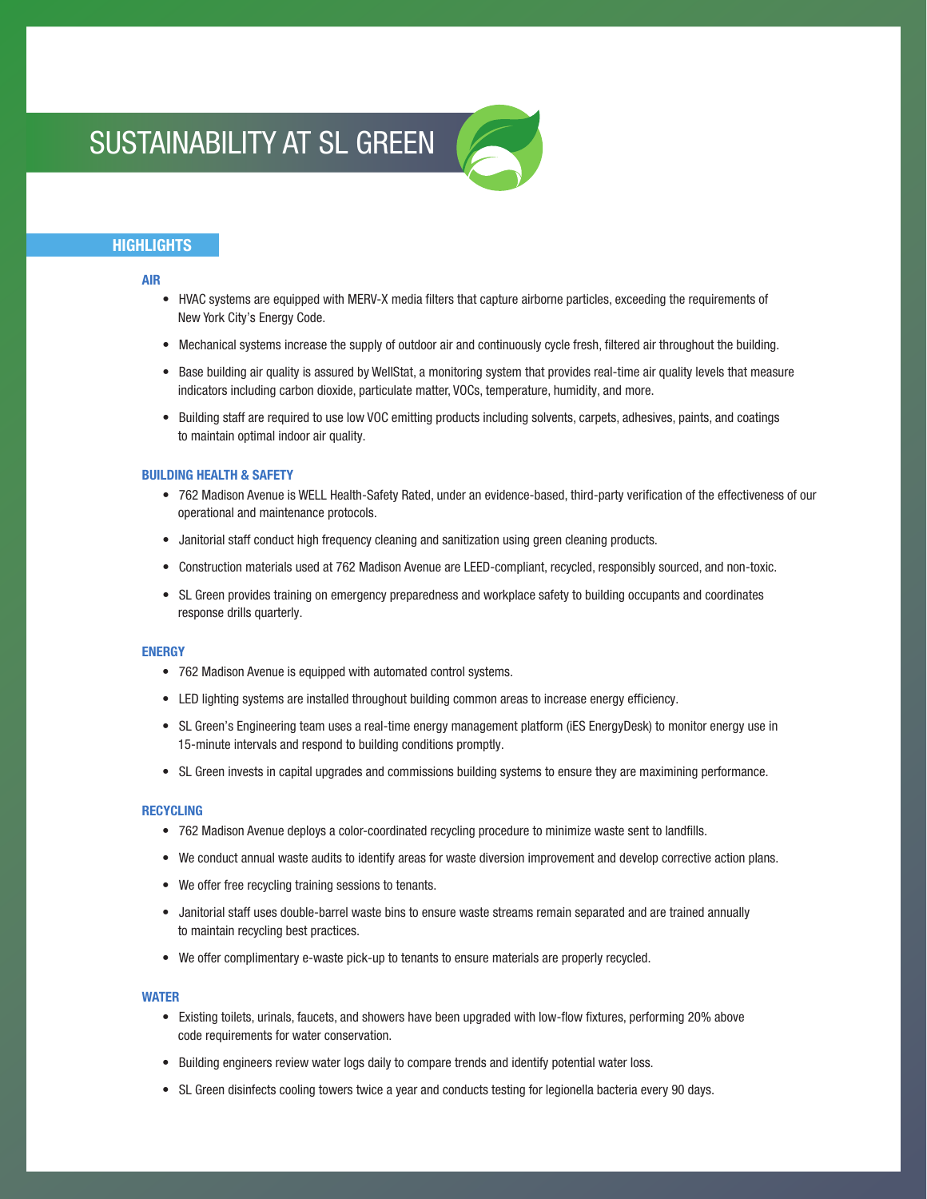# SUSTAINABILITY AT SL GREEN

## HIGHLIGHTS

### AIR

- HVAC systems are equipped with MERV-X media filters that capture airborne particles, exceeding the requirements of New York City's Energy Code.
- Mechanical systems increase the supply of outdoor air and continuously cycle fresh, filtered air throughout the building.
- Base building air quality is assured by WellStat, a monitoring system that provides real-time air quality levels that measure indicators including carbon dioxide, particulate matter, VOCs, temperature, humidity, and more.
- Building staff are required to use low VOC emitting products including solvents, carpets, adhesives, paints, and coatings to maintain optimal indoor air quality.

### BUILDING HEALTH & SAFETY

- 762 Madison Avenue is WELL Health-Safety Rated, under an evidence-based, third-party verification of the effectiveness of our operational and maintenance protocols.
- Janitorial staff conduct high frequency cleaning and sanitization using green cleaning products.
- Construction materials used at 762 Madison Avenue are LEED-compliant, recycled, responsibly sourced, and non-toxic.
- SL Green provides training on emergency preparedness and workplace safety to building occupants and coordinates response drills quarterly.

### ENERGY

- 762 Madison Avenue is equipped with automated control systems.
- LED lighting systems are installed throughout building common areas to increase energy efficiency.
- SL Green's Engineering team uses a real-time energy management platform (iES EnergyDesk) to monitor energy use in 15-minute intervals and respond to building conditions promptly.
- SL Green invests in capital upgrades and commissions building systems to ensure they are maximining performance.

### RECYCLING

- 762 Madison Avenue deploys a color-coordinated recycling procedure to minimize waste sent to landfills.
- We conduct annual waste audits to identify areas for waste diversion improvement and develop corrective action plans.
- We offer free recycling training sessions to tenants.
- Janitorial staff uses double-barrel waste bins to ensure waste streams remain separated and are trained annually to maintain recycling best practices.
- We offer complimentary e-waste pick-up to tenants to ensure materials are properly recycled.

### WATER

- Existing toilets, urinals, faucets, and showers have been upgraded with low-flow fixtures, performing 20% above code requirements for water conservation.
- Building engineers review water logs daily to compare trends and identify potential water loss.
- SL Green disinfects cooling towers twice a year and conducts testing for legionella bacteria every 90 days.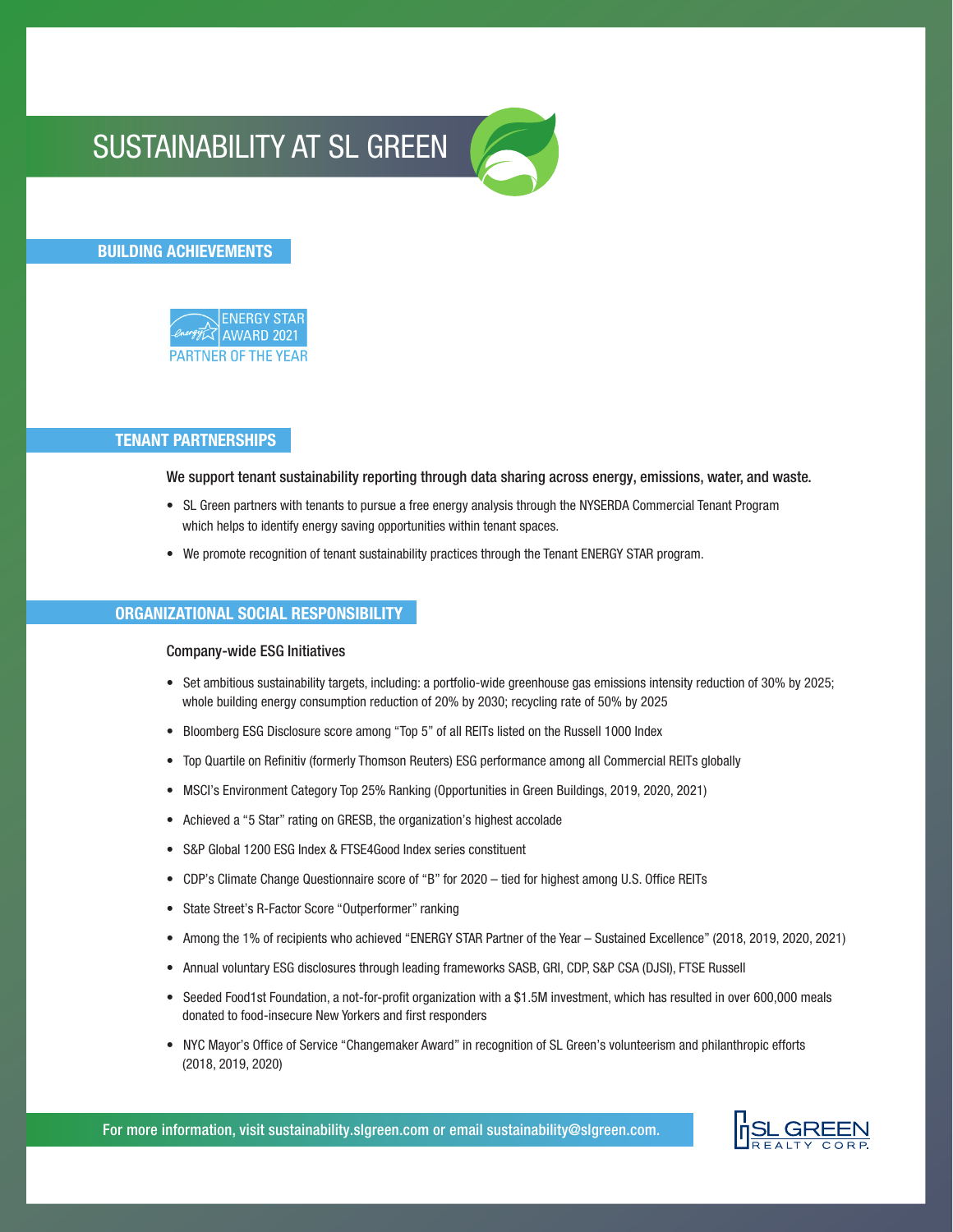# SUSTAINABILITY AT SL GREEN

## BUILDING ACHIEVEMENTS

ENERGY STAR AWARD 2021
PARTNER OF THE YEAR

## TENANT PARTNERSHIPS

We support tenant sustainability reporting through data sharing across energy, emissions, water, and waste.

- SL Green partners with tenants to pursue a free energy analysis through the NYSERDA Commercial Tenant Program which helps to identify energy saving opportunities within tenant spaces.
- We promote recognition of tenant sustainability practices through the Tenant ENERGY STAR program.

## ORGANIZATIONAL SOCIAL RESPONSIBILITY

Company-wide ESG Initiatives

- Set ambitious sustainability targets, including: a portfolio-wide greenhouse gas emissions intensity reduction of 30% by 2025; whole building energy consumption reduction of 20% by 2030; recycling rate of 50% by 2025
- Bloomberg ESG Disclosure score among "Top 5" of all REITs listed on the Russell 1000 Index
- Top Quartile on Refinitiv (formerly Thomson Reuters) ESG performance among all Commercial REITs globally
- MSCI's Environment Category Top 25% Ranking (Opportunities in Green Buildings, 2019, 2020, 2021)
- Achieved a "5 Star" rating on GRESB, the organization's highest accolade
- S&P Global 1200 ESG Index & FTSE4Good Index series constituent
- CDP's Climate Change Questionnaire score of "B" for 2020 – tied for highest among U.S. Office REITs
- State Street's R-Factor Score "Outperformer" ranking
- Among the 1% of recipients who achieved "ENERGY STAR Partner of the Year – Sustained Excellence" (2018, 2019, 2020, 2021)
- Annual voluntary ESG disclosures through leading frameworks SASB, GRI, CDP, S&P CSA (DJSI), FTSE Russell
- Seeded Food1st Foundation, a not-for-profit organization with a $1.5M investment, which has resulted in over 600,000 meals donated to food-insecure New Yorkers and first responders
- NYC Mayor's Office of Service "Changemaker Award" in recognition of SL Green's volunteerism and philanthropic efforts (2018, 2019, 2020)

For more information, visit sustainability.slgreen.com or email sustainability@slgreen.com.

SL GREEN REALTY CORP.